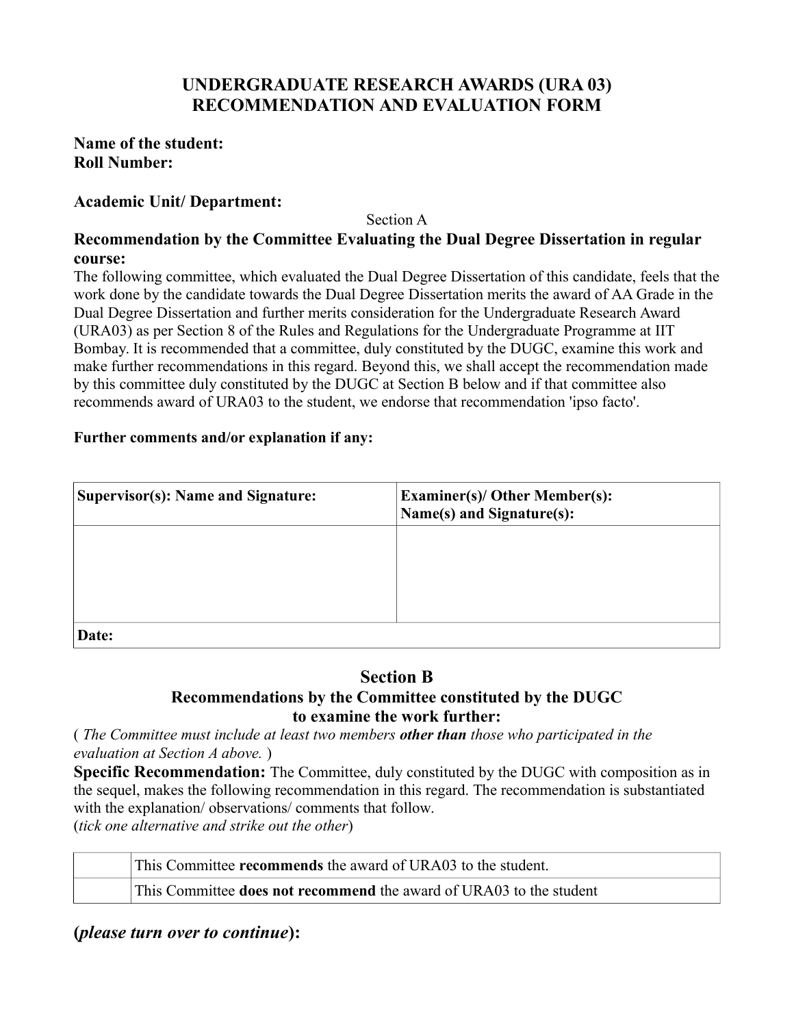# UNDERGRADUATE RESEARCH AWARDS (URA 03)
# RECOMMENDATION AND EVALUATION FORM

**Name of the student:**
**Roll Number:**

**Academic Unit/ Department:**

Section A

### Recommendation by the Committee Evaluating the Dual Degree Dissertation in regular course:

The following committee, which evaluated the Dual Degree Dissertation of this candidate, feels that the work done by the candidate towards the Dual Degree Dissertation merits the award of AA Grade in the Dual Degree Dissertation and further merits consideration for the Undergraduate Research Award (URA03) as per Section 8 of the Rules and Regulations for the Undergraduate Programme at IIT Bombay. It is recommended that a committee, duly constituted by the DUGC, examine this work and make further recommendations in this regard. Beyond this, we shall accept the recommendation made by this committee duly constituted by the DUGC at Section B below and if that committee also recommends award of URA03 to the student, we endorse that recommendation 'ipso facto'.

**Further comments and/or explanation if any:**

| Supervisor(s): Name and Signature: | Examiner(s)/ Other Member(s): Name(s) and Signature(s): |
|---|---|
| | |
| **Date:** | |

## Section B

### Recommendations by the Committee constituted by the DUGC to examine the work further:

( *The Committee must include at least two members* ***other than*** *those who participated in the evaluation at Section A above.* )

**Specific Recommendation:** The Committee, duly constituted by the DUGC with composition as in the sequel, makes the following recommendation in this regard. The recommendation is substantiated with the explanation/ observations/ comments that follow.
(*tick one alternative and strike out the other*)

| | |
|---|---|
| | This Committee **recommends** the award of URA03 to the student. |
| | This Committee **does not recommend** the award of URA03 to the student |

**(*please turn over to continue*):**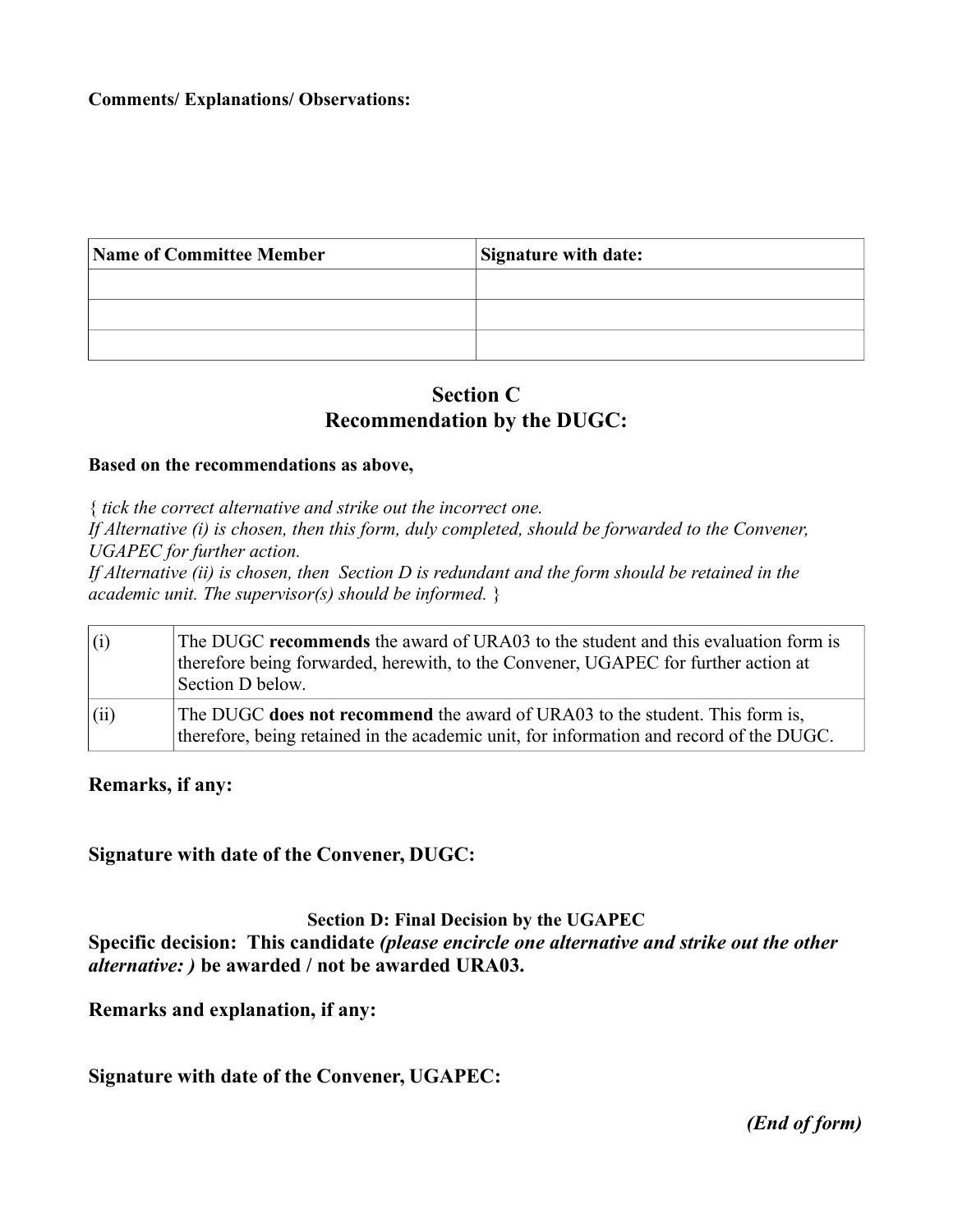**Comments/ Explanations/ Observations:**

| Name of Committee Member | Signature with date: |
|---|---|
| | |
| | |
| | |

## Section C
## Recommendation by the DUGC:

**Based on the recommendations as above,**

*{ tick the correct alternative and strike out the incorrect one.*
*If Alternative (i) is chosen, then this form, duly completed, should be forwarded to the Convener, UGAPEC for further action.*
*If Alternative (ii) is chosen, then Section D is redundant and the form should be retained in the academic unit. The supervisor(s) should be informed. }*

| | |
|---|---|
| (i) | The DUGC **recommends** the award of URA03 to the student and this evaluation form is therefore being forwarded, herewith, to the Convener, UGAPEC for further action at Section D below. |
| (ii) | The DUGC **does not recommend** the award of URA03 to the student. This form is, therefore, being retained in the academic unit, for information and record of the DUGC. |

**Remarks, if any:**

**Signature with date of the Convener, DUGC:**

### Section D: Final Decision by the UGAPEC

**Specific decision: This candidate *(please encircle one alternative and strike out the other alternative: )* be awarded / not be awarded URA03.**

**Remarks and explanation, if any:**

**Signature with date of the Convener, UGAPEC:**

***(End of form)***